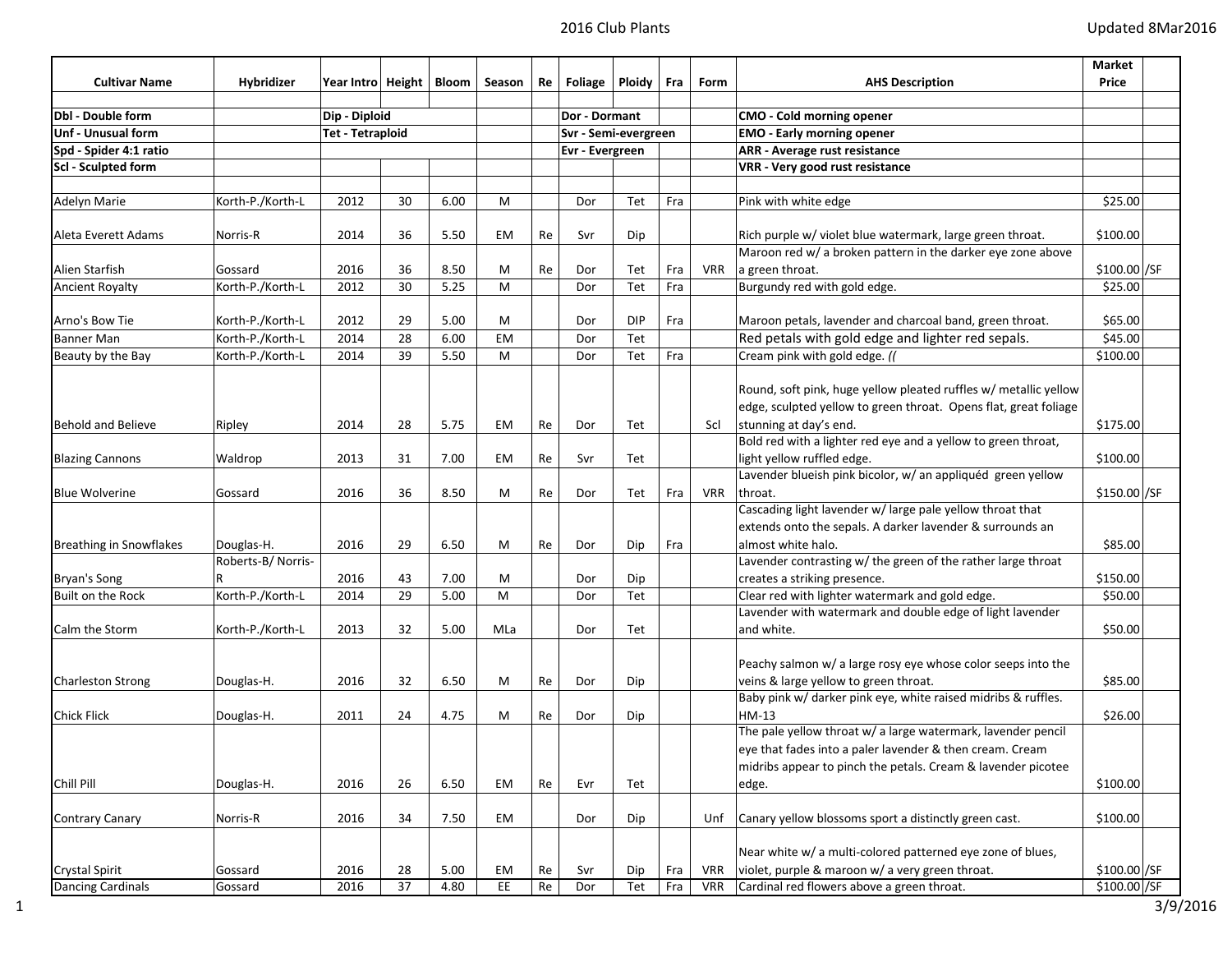# 2016 Club Plants

Updated 8Mar2016

| Cultivar Name | Hybridizer | Year Intro | Height | Bloom | Season | Re | Foliage | Ploidy | Fra | Form | AHS Description | Market Price | |
|---|---|---|---|---|---|---|---|---|---|---|---|---|---|
| Dbl - Double form | | Dip - Diploid | | | | | Dor - Dormant | | | | CMO - Cold morning opener | | |
| Unf - Unusual form | | Tet - Tetraploid | | | | | Svr - Semi-evergreen | | | | EMO - Early morning opener | | |
| Spd - Spider 4:1 ratio | | | | | | | Evr - Evergreen | | | | ARR - Average rust resistance | | |
| Scl - Sculpted form | | | | | | | | | | | VRR - Very good rust resistance | | |
| Adelyn Marie | Korth-P./Korth-L | 2012 | 30 | 6.00 | M | | Dor | Tet | Fra | | Pink with white edge | $25.00 | |
| Aleta Everett Adams | Norris-R | 2014 | 36 | 5.50 | EM | Re | Svr | Dip | | | Rich purple w/ violet blue watermark, large green throat. | $100.00 | |
| Alien Starfish | Gossard | 2016 | 36 | 8.50 | M | Re | Dor | Tet | Fra | VRR | Maroon red w/ a broken pattern in the darker eye zone above a green throat. | $100.00 | /SF |
| Ancient Royalty | Korth-P./Korth-L | 2012 | 30 | 5.25 | M | | Dor | Tet | Fra | | Burgundy red with gold edge. | $25.00 | |
| Arno's Bow Tie | Korth-P./Korth-L | 2012 | 29 | 5.00 | M | | Dor | DIP | Fra | | Maroon petals, lavender and charcoal band, green throat. | $65.00 | |
| Banner Man | Korth-P./Korth-L | 2014 | 28 | 6.00 | EM | | Dor | Tet | | | Red petals with gold edge and lighter red sepals. | $45.00 | |
| Beauty by the Bay | Korth-P./Korth-L | 2014 | 39 | 5.50 | M | | Dor | Tet | Fra | | Cream pink with gold edge. (( | $100.00 | |
| Behold and Believe | Ripley | 2014 | 28 | 5.75 | EM | Re | Dor | Tet | | Scl | Round, soft pink, huge yellow pleated ruffles w/ metallic yellow edge, sculpted yellow to green throat. Opens flat, great foliage stunning at day's end. | $175.00 | |
| Blazing Cannons | Waldrop | 2013 | 31 | 7.00 | EM | Re | Svr | Tet | | | Bold red with a lighter red eye and a yellow to green throat, light yellow ruffled edge. | $100.00 | |
| Blue Wolverine | Gossard | 2016 | 36 | 8.50 | M | Re | Dor | Tet | Fra | VRR | Lavender blueish pink bicolor, w/ an appliquéd green yellow throat. | $150.00 | /SF |
| Breathing in Snowflakes | Douglas-H. | 2016 | 29 | 6.50 | M | Re | Dor | Dip | Fra | | Cascading light lavender w/ large pale yellow throat that extends onto the sepals. A darker lavender & surrounds an almost white halo. | $85.00 | |
| Bryan's Song | Roberts-B/ Norris-R | 2016 | 43 | 7.00 | M | | Dor | Dip | | | Lavender contrasting w/ the green of the rather large throat creates a striking presence. | $150.00 | |
| Built on the Rock | Korth-P./Korth-L | 2014 | 29 | 5.00 | M | | Dor | Tet | | | Clear red with lighter watermark and gold edge. | $50.00 | |
| Calm the Storm | Korth-P./Korth-L | 2013 | 32 | 5.00 | MLa | | Dor | Tet | | | Lavender with watermark and double edge of light lavender and white. | $50.00 | |
| Charleston Strong | Douglas-H. | 2016 | 32 | 6.50 | M | Re | Dor | Dip | | | Peachy salmon w/ a large rosy eye whose color seeps into the veins & large yellow to green throat. | $85.00 | |
| Chick Flick | Douglas-H. | 2011 | 24 | 4.75 | M | Re | Dor | Dip | | | Baby pink w/ darker pink eye, white raised midribs & ruffles. HM-13 | $26.00 | |
| Chill Pill | Douglas-H. | 2016 | 26 | 6.50 | EM | Re | Evr | Tet | | | The pale yellow throat w/ a large watermark, lavender pencil eye that fades into a paler lavender & then cream. Cream midribs appear to pinch the petals. Cream & lavender picotee edge. | $100.00 | |
| Contrary Canary | Norris-R | 2016 | 34 | 7.50 | EM | | Dor | Dip | | Unf | Canary yellow blossoms sport a distinctly green cast. | $100.00 | |
| Crystal Spirit | Gossard | 2016 | 28 | 5.00 | EM | Re | Svr | Dip | Fra | VRR | Near white w/ a multi-colored patterned eye zone of blues, violet, purple & maroon w/ a very green throat. | $100.00 | /SF |
| Dancing Cardinals | Gossard | 2016 | 37 | 4.80 | EE | Re | Dor | Tet | Fra | VRR | Cardinal red flowers above a green throat. | $100.00 | /SF |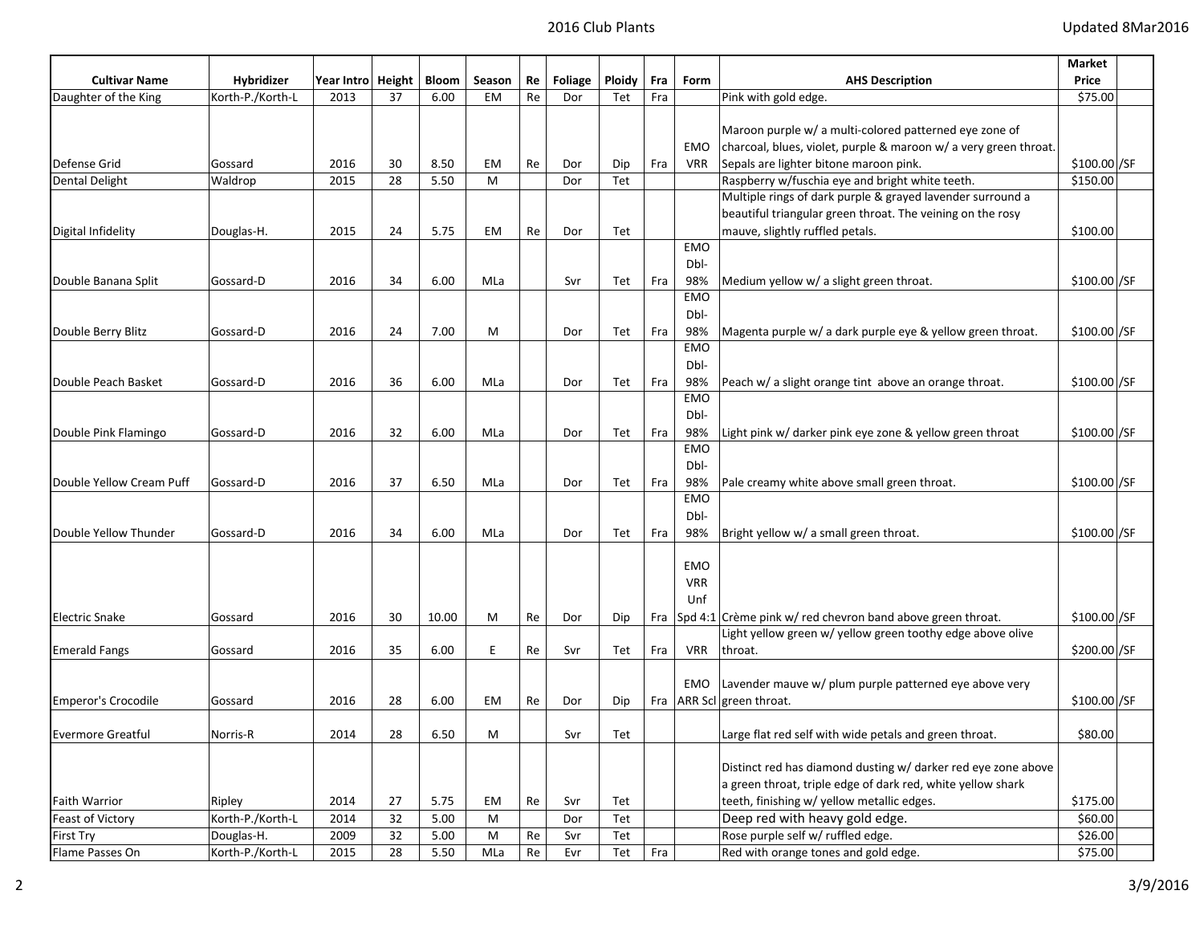| Cultivar Name | Hybridizer | Year Intro | Height | Bloom | Season | Re | Foliage | Ploidy | Fra | Form | AHS Description | Market Price | |
|---|---|---|---|---|---|---|---|---|---|---|---|---|---|
| Daughter of the King | Korth-P./Korth-L | 2013 | 37 | 6.00 | EM | Re | Dor | Tet | Fra | | Pink with gold edge. | $75.00 | |
| Defense Grid | Gossard | 2016 | 30 | 8.50 | EM | Re | Dor | Dip | Fra | EMO VRR | Maroon purple w/ a multi-colored patterned eye zone of charcoal, blues, violet, purple & maroon w/ a very green throat. Sepals are lighter bitone maroon pink. | $100.00 | /SF |
| Dental Delight | Waldrop | 2015 | 28 | 5.50 | M | | Dor | Tet | | | Raspberry w/fuschia eye and bright white teeth. | $150.00 | |
| Digital Infidelity | Douglas-H. | 2015 | 24 | 5.75 | EM | Re | Dor | Tet | | | Multiple rings of dark purple & grayed lavender surround a beautiful triangular green throat. The veining on the rosy mauve, slightly ruffled petals. | $100.00 | |
| Double Banana Split | Gossard-D | 2016 | 34 | 6.00 | MLa | | Svr | Tet | Fra | EMO Dbl-98% | Medium yellow w/ a slight green throat. | $100.00 | /SF |
| Double Berry Blitz | Gossard-D | 2016 | 24 | 7.00 | M | | Dor | Tet | Fra | EMO Dbl-98% | Magenta purple w/ a dark purple eye & yellow green throat. | $100.00 | /SF |
| Double Peach Basket | Gossard-D | 2016 | 36 | 6.00 | MLa | | Dor | Tet | Fra | EMO Dbl-98% | Peach w/ a slight orange tint above an orange throat. | $100.00 | /SF |
| Double Pink Flamingo | Gossard-D | 2016 | 32 | 6.00 | MLa | | Dor | Tet | Fra | EMO Dbl-98% | Light pink w/ darker pink eye zone & yellow green throat | $100.00 | /SF |
| Double Yellow Cream Puff | Gossard-D | 2016 | 37 | 6.50 | MLa | | Dor | Tet | Fra | EMO Dbl-98% | Pale creamy white above small green throat. | $100.00 | /SF |
| Double Yellow Thunder | Gossard-D | 2016 | 34 | 6.00 | MLa | | Dor | Tet | Fra | EMO Dbl-98% | Bright yellow w/ a small green throat. | $100.00 | /SF |
| Electric Snake | Gossard | 2016 | 30 | 10.00 | M | Re | Dor | Dip | Fra | EMO VRR Unf Spd 4:1 | Crème pink w/ red chevron band above green throat. | $100.00 | /SF |
| Emerald Fangs | Gossard | 2016 | 35 | 6.00 | E | Re | Svr | Tet | Fra | VRR | Light yellow green w/ yellow green toothy edge above olive throat. | $200.00 | /SF |
| Emperor's Crocodile | Gossard | 2016 | 28 | 6.00 | EM | Re | Dor | Dip | Fra | EMO ARR Scl | Lavender mauve w/ plum purple patterned eye above very green throat. | $100.00 | /SF |
| Evermore Greatful | Norris-R | 2014 | 28 | 6.50 | M | | Svr | Tet | | | Large flat red self with wide petals and green throat. | $80.00 | |
| Faith Warrior | Ripley | 2014 | 27 | 5.75 | EM | Re | Svr | Tet | | | Distinct red has diamond dusting w/ darker red eye zone above a green throat, triple edge of dark red, white yellow shark teeth, finishing w/ yellow metallic edges. | $175.00 | |
| Feast of Victory | Korth-P./Korth-L | 2014 | 32 | 5.00 | M | | Dor | Tet | | | Deep red with heavy gold edge. | $60.00 | |
| First Try | Douglas-H. | 2009 | 32 | 5.00 | M | Re | Svr | Tet | | | Rose purple self w/ ruffled edge. | $26.00 | |
| Flame Passes On | Korth-P./Korth-L | 2015 | 28 | 5.50 | MLa | Re | Evr | Tet | Fra | | Red with orange tones and gold edge. | $75.00 | |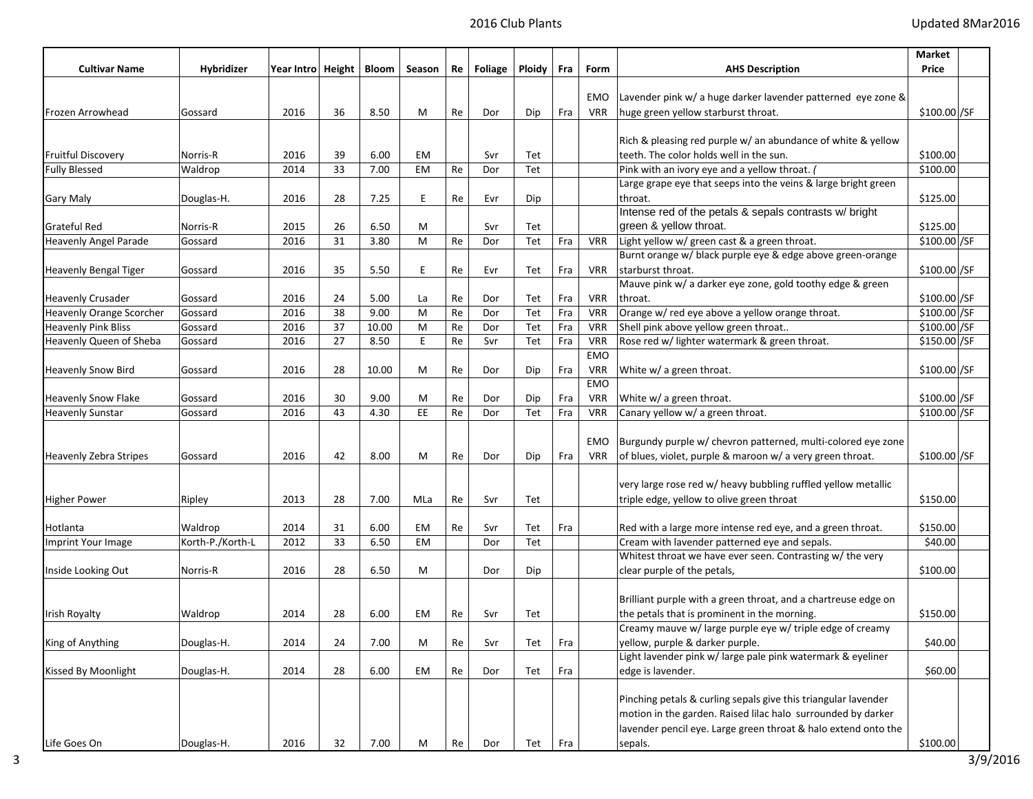| Cultivar Name | Hybridizer | Year Intro | Height | Bloom | Season | Re | Foliage | Ploidy | Fra | Form | AHS Description | Market Price | |
|---|---|---|---|---|---|---|---|---|---|---|---|---|---|
| Frozen Arrowhead | Gossard | 2016 | 36 | 8.50 | M | Re | Dor | Dip | Fra | EMO VRR | Lavender pink w/ a huge darker lavender patterned eye zone & huge green yellow starburst throat. | $100.00 | /SF |
| Fruitful Discovery | Norris-R | 2016 | 39 | 6.00 | EM | | Svr | Tet | | | Rich & pleasing red purple w/ an abundance of white & yellow teeth. The color holds well in the sun. | $100.00 | |
| Fully Blessed | Waldrop | 2014 | 33 | 7.00 | EM | Re | Dor | Tet | | | Pink with an ivory eye and a yellow throat. ( | $100.00 | |
| Gary Maly | Douglas-H. | 2016 | 28 | 7.25 | E | Re | Evr | Dip | | | Large grape eye that seeps into the veins & large bright green throat. | $125.00 | |
| Grateful Red | Norris-R | 2015 | 26 | 6.50 | M | | Svr | Tet | | | Intense red of the petals & sepals contrasts w/ bright green & yellow throat. | $125.00 | |
| Heavenly Angel Parade | Gossard | 2016 | 31 | 3.80 | M | Re | Dor | Tet | Fra | VRR | Light yellow w/ green cast & a green throat. | $100.00 | /SF |
| Heavenly Bengal Tiger | Gossard | 2016 | 35 | 5.50 | E | Re | Evr | Tet | Fra | VRR | Burnt orange w/ black purple eye & edge above green-orange starburst throat. | $100.00 | /SF |
| Heavenly Crusader | Gossard | 2016 | 24 | 5.00 | La | Re | Dor | Tet | Fra | VRR | Mauve pink w/ a darker eye zone, gold toothy edge & green throat. | $100.00 | /SF |
| Heavenly Orange Scorcher | Gossard | 2016 | 38 | 9.00 | M | Re | Dor | Tet | Fra | VRR | Orange w/ red eye above a yellow orange throat. | $100.00 | /SF |
| Heavenly Pink Bliss | Gossard | 2016 | 37 | 10.00 | M | Re | Dor | Tet | Fra | VRR | Shell pink above yellow green throat.. | $100.00 | /SF |
| Heavenly Queen of Sheba | Gossard | 2016 | 27 | 8.50 | E | Re | Svr | Tet | Fra | VRR | Rose red w/ lighter watermark & green throat. | $150.00 | /SF |
| Heavenly Snow Bird | Gossard | 2016 | 28 | 10.00 | M | Re | Dor | Dip | Fra | EMO VRR | White w/ a green throat. | $100.00 | /SF |
| Heavenly Snow Flake | Gossard | 2016 | 30 | 9.00 | M | Re | Dor | Dip | Fra | EMO VRR | White w/ a green throat. | $100.00 | /SF |
| Heavenly Sunstar | Gossard | 2016 | 43 | 4.30 | EE | Re | Dor | Tet | Fra | VRR | Canary yellow w/ a green throat. | $100.00 | /SF |
| Heavenly Zebra Stripes | Gossard | 2016 | 42 | 8.00 | M | Re | Dor | Dip | Fra | EMO VRR | Burgundy purple w/ chevron patterned, multi-colored eye zone of blues, violet, purple & maroon w/ a very green throat. | $100.00 | /SF |
| Higher Power | Ripley | 2013 | 28 | 7.00 | MLa | Re | Svr | Tet | | | very large rose red w/ heavy bubbling ruffled yellow metallic triple edge, yellow to olive green throat | $150.00 | |
| Hotlanta | Waldrop | 2014 | 31 | 6.00 | EM | Re | Svr | Tet | Fra | | Red with a large more intense red eye, and a green throat. | $150.00 | |
| Imprint Your Image | Korth-P./Korth-L | 2012 | 33 | 6.50 | EM | | Dor | Tet | | | Cream with lavender patterned eye and sepals. | $40.00 | |
| Inside Looking Out | Norris-R | 2016 | 28 | 6.50 | M | | Dor | Dip | | | Whitest throat we have ever seen. Contrasting w/ the very clear purple of the petals, | $100.00 | |
| Irish Royalty | Waldrop | 2014 | 28 | 6.00 | EM | Re | Svr | Tet | | | Brilliant purple with a green throat, and a chartreuse edge on the petals that is prominent in the morning. | $150.00 | |
| King of Anything | Douglas-H. | 2014 | 24 | 7.00 | M | Re | Svr | Tet | Fra | | Creamy mauve w/ large purple eye w/ triple edge of creamy yellow, purple & darker purple. | $40.00 | |
| Kissed By Moonlight | Douglas-H. | 2014 | 28 | 6.00 | EM | Re | Dor | Tet | Fra | | Light lavender pink w/ large pale pink watermark & eyeliner edge is lavender. | $60.00 | |
| Life Goes On | Douglas-H. | 2016 | 32 | 7.00 | M | Re | Dor | Tet | Fra | | Pinching petals & curling sepals give this triangular lavender motion in the garden. Raised lilac halo surrounded by darker lavender pencil eye. Large green throat & halo extend onto the sepals. | $100.00 | |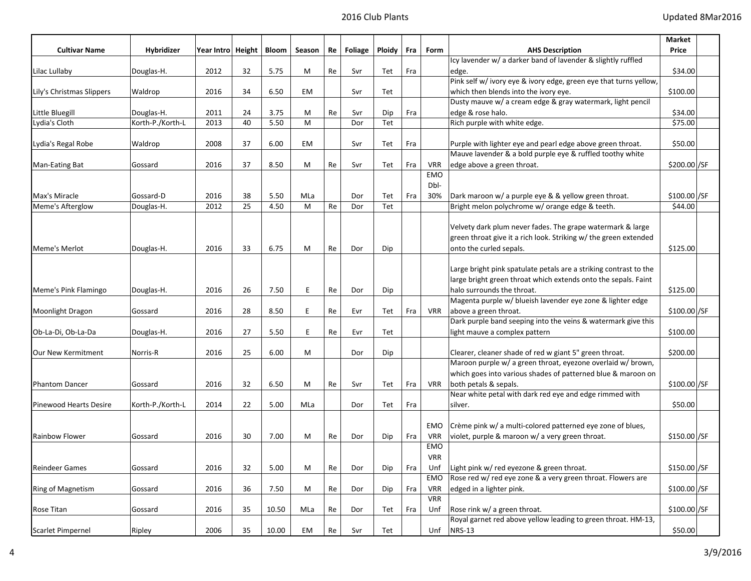| Cultivar Name | Hybridizer | Year Intro | Height | Bloom | Season | Re | Foliage | Ploidy | Fra | Form | AHS Description | Market Price | |
|---|---|---|---|---|---|---|---|---|---|---|---|---|---|
| Lilac Lullaby | Douglas-H. | 2012 | 32 | 5.75 | M | Re | Svr | Tet | Fra | | Icy lavender w/ a darker band of lavender & slightly ruffled edge. | $34.00 | |
| Lily's Christmas Slippers | Waldrop | 2016 | 34 | 6.50 | EM | | Svr | Tet | | | Pink self w/ ivory eye & ivory edge, green eye that turns yellow, which then blends into the ivory eye. | $100.00 | |
| Little Bluegill | Douglas-H. | 2011 | 24 | 3.75 | M | Re | Svr | Dip | Fra | | Dusty mauve w/ a cream edge & gray watermark, light pencil edge & rose halo. | $34.00 | |
| Lydia's Cloth | Korth-P./Korth-L | 2013 | 40 | 5.50 | M | | Dor | Tet | | | Rich purple with white edge. | $75.00 | |
| Lydia's Regal Robe | Waldrop | 2008 | 37 | 6.00 | EM | | Svr | Tet | Fra | | Purple with lighter eye and pearl edge above green throat. | $50.00 | |
| Man-Eating Bat | Gossard | 2016 | 37 | 8.50 | M | Re | Svr | Tet | Fra | VRR | Mauve lavender & a bold purple eye & ruffled toothy white edge above a green throat. | $200.00 | /SF |
| Max's Miracle | Gossard-D | 2016 | 38 | 5.50 | MLa | | Dor | Tet | Fra | EMO Dbl-30% | Dark maroon w/ a purple eye & & yellow green throat. | $100.00 | /SF |
| Meme's Afterglow | Douglas-H. | 2012 | 25 | 4.50 | M | Re | Dor | Tet | | | Bright melon polychrome w/ orange edge & teeth. | $44.00 | |
| Meme's Merlot | Douglas-H. | 2016 | 33 | 6.75 | M | Re | Dor | Dip | | | Velvety dark plum never fades. The grape watermark & large green throat give it a rich look. Striking w/ the green extended onto the curled sepals. | $125.00 | |
| Meme's Pink Flamingo | Douglas-H. | 2016 | 26 | 7.50 | E | Re | Dor | Dip | | | Large bright pink spatulate petals are a striking contrast to the large bright green throat which extends onto the sepals. Faint halo surrounds the throat. | $125.00 | |
| Moonlight Dragon | Gossard | 2016 | 28 | 8.50 | E | Re | Evr | Tet | Fra | VRR | Magenta purple w/ blueish lavender eye zone & lighter edge above a green throat. | $100.00 | /SF |
| Ob-La-Di, Ob-La-Da | Douglas-H. | 2016 | 27 | 5.50 | E | Re | Evr | Tet | | | Dark purple band seeping into the veins & watermark give this light mauve a complex pattern | $100.00 | |
| Our New Kermitment | Norris-R | 2016 | 25 | 6.00 | M | | Dor | Dip | | | Clearer, cleaner shade of red w giant 5" green throat. | $200.00 | |
| Phantom Dancer | Gossard | 2016 | 32 | 6.50 | M | Re | Svr | Tet | Fra | VRR | Maroon purple w/ a green throat, eyezone overlaid w/ brown, which goes into various shades of patterned blue & maroon on both petals & sepals. | $100.00 | /SF |
| Pinewood Hearts Desire | Korth-P./Korth-L | 2014 | 22 | 5.00 | MLa | | Dor | Tet | Fra | | Near white petal with dark red eye and edge rimmed with silver. | $50.00 | |
| Rainbow Flower | Gossard | 2016 | 30 | 7.00 | M | Re | Dor | Dip | Fra | EMO VRR | Crème pink w/ a multi-colored patterned eye zone of blues, violet, purple & maroon w/ a very green throat. | $150.00 | /SF |
| Reindeer Games | Gossard | 2016 | 32 | 5.00 | M | Re | Dor | Dip | Fra | EMO VRR Unf | Light pink w/ red eyezone & green throat. | $150.00 | /SF |
| Ring of Magnetism | Gossard | 2016 | 36 | 7.50 | M | Re | Dor | Dip | Fra | EMO VRR | Rose red w/ red eye zone & a very green throat. Flowers are edged in a lighter pink. | $100.00 | /SF |
| Rose Titan | Gossard | 2016 | 35 | 10.50 | MLa | Re | Dor | Tet | Fra | VRR Unf | Rose rink w/ a green throat. | $100.00 | /SF |
| Scarlet Pimpernel | Ripley | 2006 | 35 | 10.00 | EM | Re | Svr | Tet | | Unf | Royal garnet red above yellow leading to green throat. HM-13, NRS-13 | $50.00 | |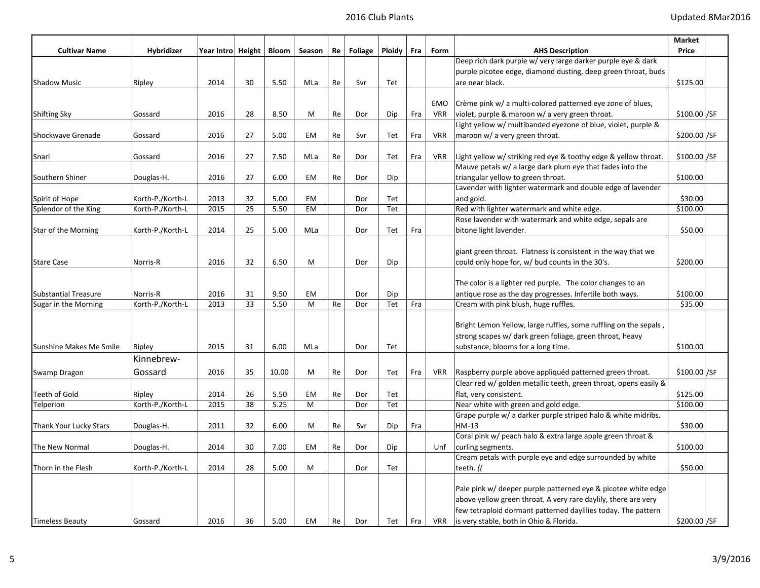| Cultivar Name | Hybridizer | Year Intro | Height | Bloom | Season | Re | Foliage | Ploidy | Fra | Form | AHS Description | Market Price | |
|---|---|---|---|---|---|---|---|---|---|---|---|---|---|
| Shadow Music | Ripley | 2014 | 30 | 5.50 | MLa | Re | Svr | Tet | | | Deep rich dark purple w/ very large darker purple eye & dark purple picotee edge, diamond dusting, deep green throat, buds are near black. | $125.00 | |
| Shifting Sky | Gossard | 2016 | 28 | 8.50 | M | Re | Dor | Dip | Fra | EMO VRR | Crème pink w/ a multi-colored patterned eye zone of blues, violet, purple & maroon w/ a very green throat. | $100.00 | /SF |
| Shockwave Grenade | Gossard | 2016 | 27 | 5.00 | EM | Re | Svr | Tet | Fra | VRR | Light yellow w/ multibanded eyezone of blue, violet, purple & maroon w/ a very green throat. | $200.00 | /SF |
| Snarl | Gossard | 2016 | 27 | 7.50 | MLa | Re | Dor | Tet | Fra | VRR | Light yellow w/ striking red eye & toothy edge & yellow throat. | $100.00 | /SF |
| Southern Shiner | Douglas-H. | 2016 | 27 | 6.00 | EM | Re | Dor | Dip | | | Mauve petals w/ a large dark plum eye that fades into the triangular yellow to green throat. | $100.00 | |
| Spirit of Hope | Korth-P./Korth-L | 2013 | 32 | 5.00 | EM | | Dor | Tet | | | Lavender with lighter watermark and double edge of lavender and gold. | $30.00 | |
| Splendor of the King | Korth-P./Korth-L | 2015 | 25 | 5.50 | EM | | Dor | Tet | | | Red with lighter watermark and white edge. | $100.00 | |
| Star of the Morning | Korth-P./Korth-L | 2014 | 25 | 5.00 | MLa | | Dor | Tet | Fra | | Rose lavender with watermark and white edge, sepals are bitone light lavender. | $50.00 | |
| Stare Case | Norris-R | 2016 | 32 | 6.50 | M | | Dor | Dip | | | giant green throat. Flatness is consistent in the way that we could only hope for, w/ bud counts in the 30's. | $200.00 | |
| Substantial Treasure | Norris-R | 2016 | 31 | 9.50 | EM | | Dor | Dip | | | The color is a lighter red purple. The color changes to an antique rose as the day progresses. Infertile both ways. | $100.00 | |
| Sugar in the Morning | Korth-P./Korth-L | 2013 | 33 | 5.50 | M | Re | Dor | Tet | Fra | | Cream with pink blush, huge ruffles. | $35.00 | |
| Sunshine Makes Me Smile | Ripley | 2015 | 31 | 6.00 | MLa | | Dor | Tet | | | Bright Lemon Yellow, large ruffles, some ruffling on the sepals , strong scapes w/ dark green foliage, green throat, heavy substance, blooms for a long time. | $100.00 | |
| Swamp Dragon | Kinnebrew-Gossard | 2016 | 35 | 10.00 | M | Re | Dor | Tet | Fra | VRR | Raspberry purple above appliquéd patterned green throat. | $100.00 | /SF |
| Teeth of Gold | Ripley | 2014 | 26 | 5.50 | EM | Re | Dor | Tet | | | Clear red w/ golden metallic teeth, green throat, opens easily & flat, very consistent. | $125.00 | |
| Telperion | Korth-P./Korth-L | 2015 | 38 | 5.25 | M | | Dor | Tet | | | Near white with green and gold edge. | $100.00 | |
| Thank Your Lucky Stars | Douglas-H. | 2011 | 32 | 6.00 | M | Re | Svr | Dip | Fra | | Grape purple w/ a darker purple striped halo & white midribs. HM-13 | $30.00 | |
| The New Normal | Douglas-H. | 2014 | 30 | 7.00 | EM | Re | Dor | Dip | | Unf | Coral pink w/ peach halo & extra large apple green throat & curling segments. | $100.00 | |
| Thorn in the Flesh | Korth-P./Korth-L | 2014 | 28 | 5.00 | M | | Dor | Tet | | | Cream petals with purple eye and edge surrounded by white teeth. *((* | $50.00 | |
| Timeless Beauty | Gossard | 2016 | 36 | 5.00 | EM | Re | Dor | Tet | Fra | VRR | Pale pink w/ deeper purple patterned eye & picotee white edge above yellow green throat. A very rare daylily, there are very few tetraploid dormant patterned daylilies today. The pattern is very stable, both in Ohio & Florida. | $200.00 | /SF |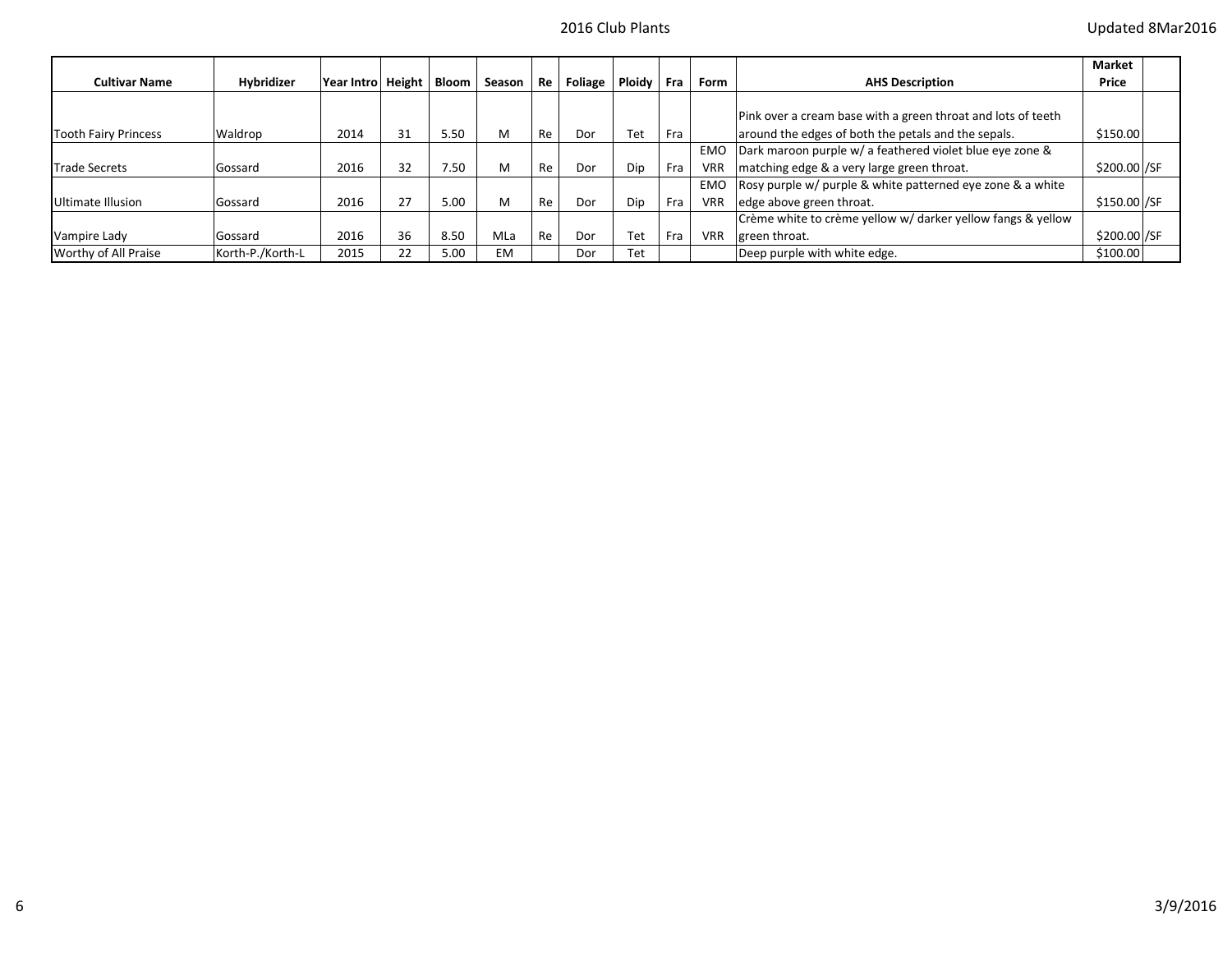| Cultivar Name | Hybridizer | Year Intro | Height | Bloom | Season | Re | Foliage | Ploidy | Fra | Form | AHS Description | Market Price | |
|---|---|---|---|---|---|---|---|---|---|---|---|---|---|
| Tooth Fairy Princess | Waldrop | 2014 | 31 | 5.50 | M | Re | Dor | Tet | Fra | | Pink over a cream base with a green throat and lots of teeth around the edges of both the petals and the sepals. | $150.00 | |
| Trade Secrets | Gossard | 2016 | 32 | 7.50 | M | Re | Dor | Dip | Fra | EMO VRR | Dark maroon purple w/ a feathered violet blue eye zone & matching edge & a very large green throat. | $200.00 | /SF |
| Ultimate Illusion | Gossard | 2016 | 27 | 5.00 | M | Re | Dor | Dip | Fra | EMO VRR | Rosy purple w/ purple & white patterned eye zone & a white edge above green throat. | $150.00 | /SF |
| Vampire Lady | Gossard | 2016 | 36 | 8.50 | MLa | Re | Dor | Tet | Fra | VRR | Crème white to crème yellow w/ darker yellow fangs & yellow green throat. | $200.00 | /SF |
| Worthy of All Praise | Korth-P./Korth-L | 2015 | 22 | 5.00 | EM | | Dor | Tet | | | Deep purple with white edge. | $100.00 | |